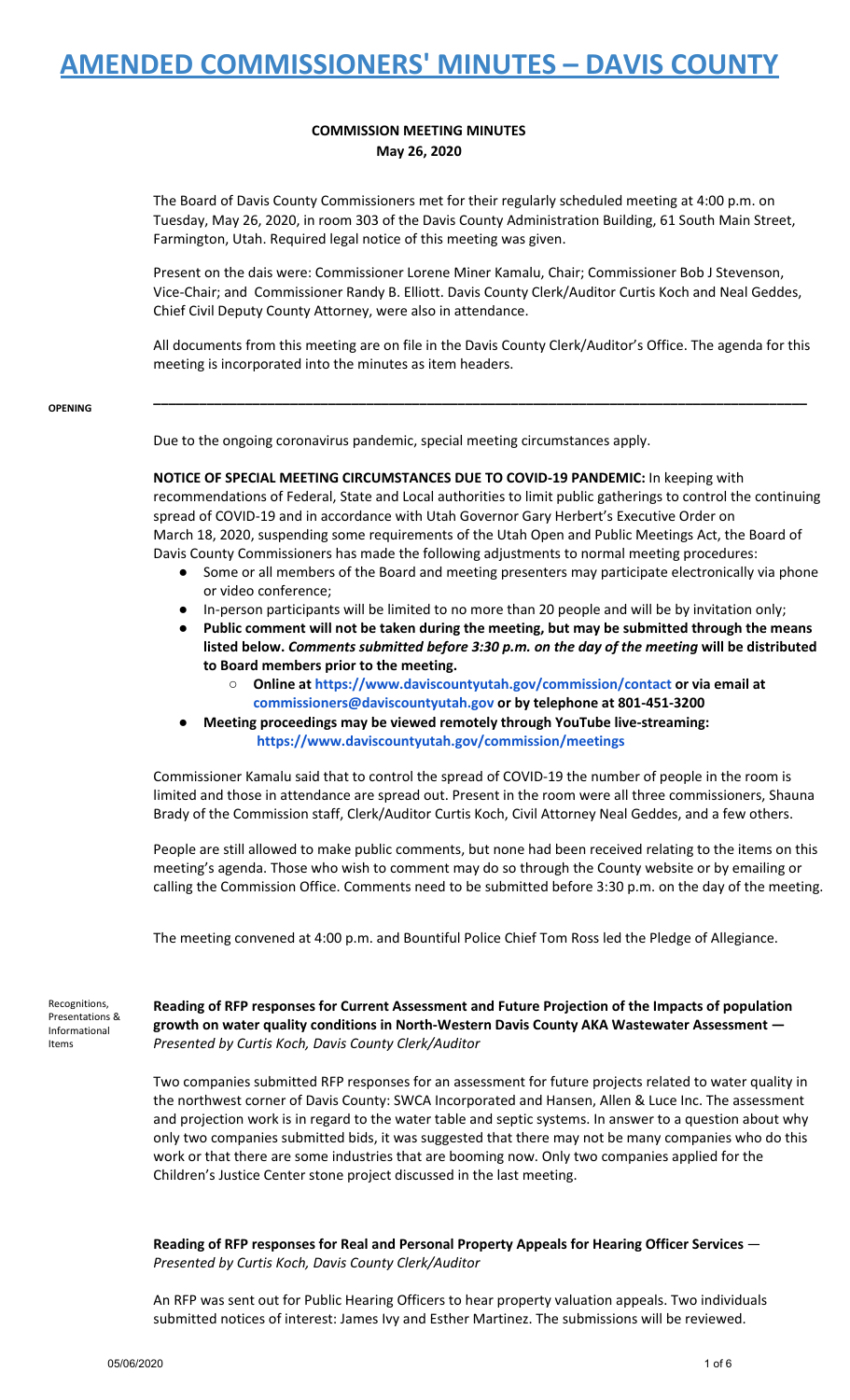# AMENDED COMMISSIONERS' MINUTES – DAVIS COUNTY

**COMMISSION MEETING MINUTES**
**May 26, 2020**

The Board of Davis County Commissioners met for their regularly scheduled meeting at 4:00 p.m. on Tuesday, May 26, 2020, in room 303 of the Davis County Administration Building, 61 South Main Street, Farmington, Utah. Required legal notice of this meeting was given.

Present on the dais were: Commissioner Lorene Miner Kamalu, Chair; Commissioner Bob J Stevenson, Vice-Chair; and Commissioner Randy B. Elliott. Davis County Clerk/Auditor Curtis Koch and Neal Geddes, Chief Civil Deputy County Attorney, were also in attendance.

All documents from this meeting are on file in the Davis County Clerk/Auditor's Office. The agenda for this meeting is incorporated into the minutes as item headers.

---

**OPENING**

Due to the ongoing coronavirus pandemic, special meeting circumstances apply.

**NOTICE OF SPECIAL MEETING CIRCUMSTANCES DUE TO COVID-19 PANDEMIC:** In keeping with recommendations of Federal, State and Local authorities to limit public gatherings to control the continuing spread of COVID-19 and in accordance with Utah Governor Gary Herbert's Executive Order on March 18, 2020, suspending some requirements of the Utah Open and Public Meetings Act, the Board of Davis County Commissioners has made the following adjustments to normal meeting procedures:

- Some or all members of the Board and meeting presenters may participate electronically via phone or video conference;
- In-person participants will be limited to no more than 20 people and will be by invitation only;
- **Public comment will not be taken during the meeting, but may be submitted through the means listed below.** ***Comments submitted before 3:30 p.m. on the day of the meeting*** **will be distributed to Board members prior to the meeting.**
  - **Online at https://www.daviscountyutah.gov/commission/contact or via email at commissioners@daviscountyutah.gov or by telephone at 801-451-3200**
- **Meeting proceedings may be viewed remotely through YouTube live-streaming: https://www.daviscountyutah.gov/commission/meetings**

Commissioner Kamalu said that to control the spread of COVID-19 the number of people in the room is limited and those in attendance are spread out. Present in the room were all three commissioners, Shauna Brady of the Commission staff, Clerk/Auditor Curtis Koch, Civil Attorney Neal Geddes, and a few others.

People are still allowed to make public comments, but none had been received relating to the items on this meeting's agenda. Those who wish to comment may do so through the County website or by emailing or calling the Commission Office. Comments need to be submitted before 3:30 p.m. on the day of the meeting.

The meeting convened at 4:00 p.m. and Bountiful Police Chief Tom Ross led the Pledge of Allegiance.

Recognitions, Presentations & Informational Items

**Reading of RFP responses for Current Assessment and Future Projection of the Impacts of population growth on water quality conditions in North-Western Davis County AKA Wastewater Assessment —** *Presented by Curtis Koch, Davis County Clerk/Auditor*

Two companies submitted RFP responses for an assessment for future projects related to water quality in the northwest corner of Davis County: SWCA Incorporated and Hansen, Allen & Luce Inc. The assessment and projection work is in regard to the water table and septic systems. In answer to a question about why only two companies submitted bids, it was suggested that there may not be many companies who do this work or that there are some industries that are booming now. Only two companies applied for the Children's Justice Center stone project discussed in the last meeting.

**Reading of RFP responses for Real and Personal Property Appeals for Hearing Officer Services** — *Presented by Curtis Koch, Davis County Clerk/Auditor*

An RFP was sent out for Public Hearing Officers to hear property valuation appeals. Two individuals submitted notices of interest: James Ivy and Esther Martinez. The submissions will be reviewed.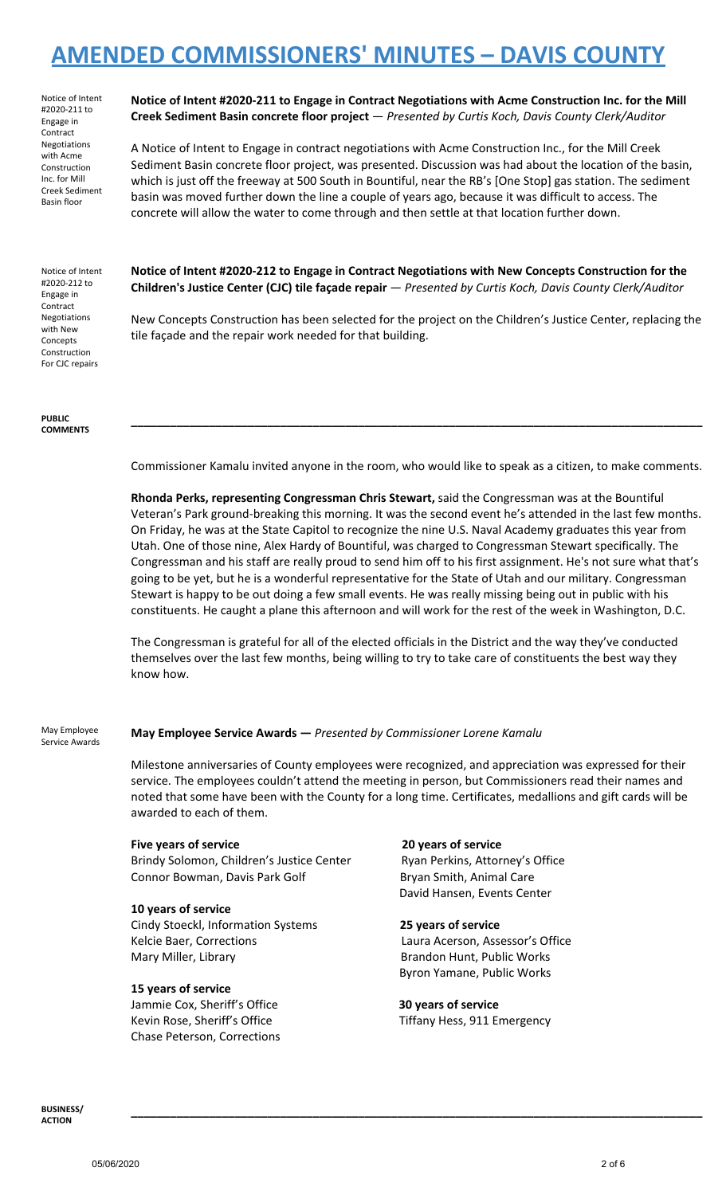# AMENDED COMMISSIONERS' MINUTES – DAVIS COUNTY

Notice of Intent #2020-211 to Engage in Contract Negotiations with Acme Construction Inc. for Mill Creek Sediment Basin floor

**Notice of Intent #2020-211 to Engage in Contract Negotiations with Acme Construction Inc. for the Mill Creek Sediment Basin concrete floor project** — *Presented by Curtis Koch, Davis County Clerk/Auditor*

A Notice of Intent to Engage in contract negotiations with Acme Construction Inc., for the Mill Creek Sediment Basin concrete floor project, was presented. Discussion was had about the location of the basin, which is just off the freeway at 500 South in Bountiful, near the RB's [One Stop] gas station. The sediment basin was moved further down the line a couple of years ago, because it was difficult to access. The concrete will allow the water to come through and then settle at that location further down.

Notice of Intent #2020-212 to Engage in Contract Negotiations with New Concepts Construction For CJC repairs

**Notice of Intent #2020-212 to Engage in Contract Negotiations with New Concepts Construction for the Children's Justice Center (CJC) tile façade repair** — *Presented by Curtis Koch, Davis County Clerk/Auditor*

New Concepts Construction has been selected for the project on the Children's Justice Center, replacing the tile façade and the repair work needed for that building.

**PUBLIC COMMENTS**

---

Commissioner Kamalu invited anyone in the room, who would like to speak as a citizen, to make comments.

**Rhonda Perks, representing Congressman Chris Stewart,** said the Congressman was at the Bountiful Veteran's Park ground-breaking this morning. It was the second event he's attended in the last few months. On Friday, he was at the State Capitol to recognize the nine U.S. Naval Academy graduates this year from Utah. One of those nine, Alex Hardy of Bountiful, was charged to Congressman Stewart specifically. The Congressman and his staff are really proud to send him off to his first assignment. He's not sure what that's going to be yet, but he is a wonderful representative for the State of Utah and our military. Congressman Stewart is happy to be out doing a few small events. He was really missing being out in public with his constituents. He caught a plane this afternoon and will work for the rest of the week in Washington, D.C.

The Congressman is grateful for all of the elected officials in the District and the way they've conducted themselves over the last few months, being willing to try to take care of constituents the best way they know how.

May Employee Service Awards

**May Employee Service Awards —** *Presented by Commissioner Lorene Kamalu*

Milestone anniversaries of County employees were recognized, and appreciation was expressed for their service. The employees couldn't attend the meeting in person, but Commissioners read their names and noted that some have been with the County for a long time. Certificates, medallions and gift cards will be awarded to each of them.

**Five years of service**
Brindy Solomon, Children's Justice Center
Connor Bowman, Davis Park Golf

**10 years of service**
Cindy Stoeckl, Information Systems
Kelcie Baer, Corrections
Mary Miller, Library

**15 years of service**
Jammie Cox, Sheriff's Office
Kevin Rose, Sheriff's Office
Chase Peterson, Corrections

**20 years of service**
Ryan Perkins, Attorney's Office
Bryan Smith, Animal Care
David Hansen, Events Center

**25 years of service**
Laura Acerson, Assessor's Office
Brandon Hunt, Public Works
Byron Yamane, Public Works

**30 years of service**
Tiffany Hess, 911 Emergency

**BUSINESS/ ACTION**

---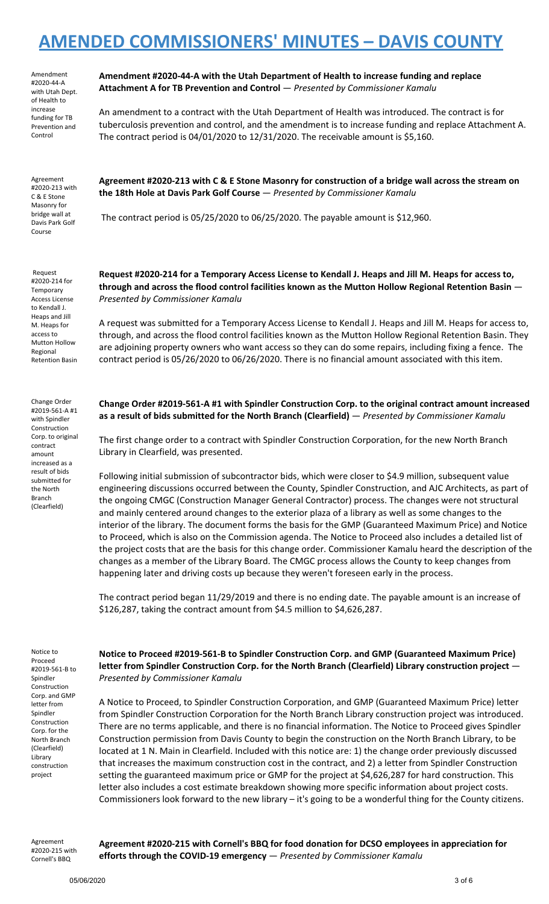# AMENDED COMMISSIONERS' MINUTES – DAVIS COUNTY

Amendment #2020-44-A with Utah Dept. of Health to increase funding for TB Prevention and Control

**Amendment #2020-44-A with the Utah Department of Health to increase funding and replace Attachment A for TB Prevention and Control** — *Presented by Commissioner Kamalu*

An amendment to a contract with the Utah Department of Health was introduced. The contract is for tuberculosis prevention and control, and the amendment is to increase funding and replace Attachment A. The contract period is 04/01/2020 to 12/31/2020. The receivable amount is $5,160.

Agreement #2020-213 with C & E Stone Masonry for bridge wall at Davis Park Golf Course

**Agreement #2020-213 with C & E Stone Masonry for construction of a bridge wall across the stream on the 18th Hole at Davis Park Golf Course** — *Presented by Commissioner Kamalu*

The contract period is 05/25/2020 to 06/25/2020. The payable amount is $12,960.

Request #2020-214 for Temporary Access License to Kendall J. Heaps and Jill M. Heaps for access to Mutton Hollow Regional Retention Basin

**Request #2020-214 for a Temporary Access License to Kendall J. Heaps and Jill M. Heaps for access to, through and across the flood control facilities known as the Mutton Hollow Regional Retention Basin** — *Presented by Commissioner Kamalu*

A request was submitted for a Temporary Access License to Kendall J. Heaps and Jill M. Heaps for access to, through, and across the flood control facilities known as the Mutton Hollow Regional Retention Basin. They are adjoining property owners who want access so they can do some repairs, including fixing a fence. The contract period is 05/26/2020 to 06/26/2020. There is no financial amount associated with this item.

Change Order #2019-561-A #1 with Spindler Construction Corp. to original contract amount increased as a result of bids submitted for the North Branch (Clearfield)

**Change Order #2019-561-A #1 with Spindler Construction Corp. to the original contract amount increased as a result of bids submitted for the North Branch (Clearfield)** — *Presented by Commissioner Kamalu*

The first change order to a contract with Spindler Construction Corporation, for the new North Branch Library in Clearfield, was presented.

Following initial submission of subcontractor bids, which were closer to $4.9 million, subsequent value engineering discussions occurred between the County, Spindler Construction, and AJC Architects, as part of the ongoing CMGC (Construction Manager General Contractor) process. The changes were not structural and mainly centered around changes to the exterior plaza of a library as well as some changes to the interior of the library. The document forms the basis for the GMP (Guaranteed Maximum Price) and Notice to Proceed, which is also on the Commission agenda. The Notice to Proceed also includes a detailed list of the project costs that are the basis for this change order. Commissioner Kamalu heard the description of the changes as a member of the Library Board. The CMGC process allows the County to keep changes from happening later and driving costs up because they weren't foreseen early in the process.

The contract period began 11/29/2019 and there is no ending date. The payable amount is an increase of $126,287, taking the contract amount from $4.5 million to $4,626,287.

Notice to Proceed #2019-561-B to Spindler Construction Corp. and GMP letter from Spindler Construction Corp. for the North Branch (Clearfield) Library construction project

**Notice to Proceed #2019-561-B to Spindler Construction Corp. and GMP (Guaranteed Maximum Price) letter from Spindler Construction Corp. for the North Branch (Clearfield) Library construction project** — *Presented by Commissioner Kamalu*

A Notice to Proceed, to Spindler Construction Corporation, and GMP (Guaranteed Maximum Price) letter from Spindler Construction Corporation for the North Branch Library construction project was introduced. There are no terms applicable, and there is no financial information. The Notice to Proceed gives Spindler Construction permission from Davis County to begin the construction on the North Branch Library, to be located at 1 N. Main in Clearfield. Included with this notice are: 1) the change order previously discussed that increases the maximum construction cost in the contract, and 2) a letter from Spindler Construction setting the guaranteed maximum price or GMP for the project at $4,626,287 for hard construction. This letter also includes a cost estimate breakdown showing more specific information about project costs. Commissioners look forward to the new library – it's going to be a wonderful thing for the County citizens.

Agreement #2020-215 with Cornell's BBQ

**Agreement #2020-215 with Cornell's BBQ for food donation for DCSO employees in appreciation for efforts through the COVID-19 emergency** — *Presented by Commissioner Kamalu*

05/06/2020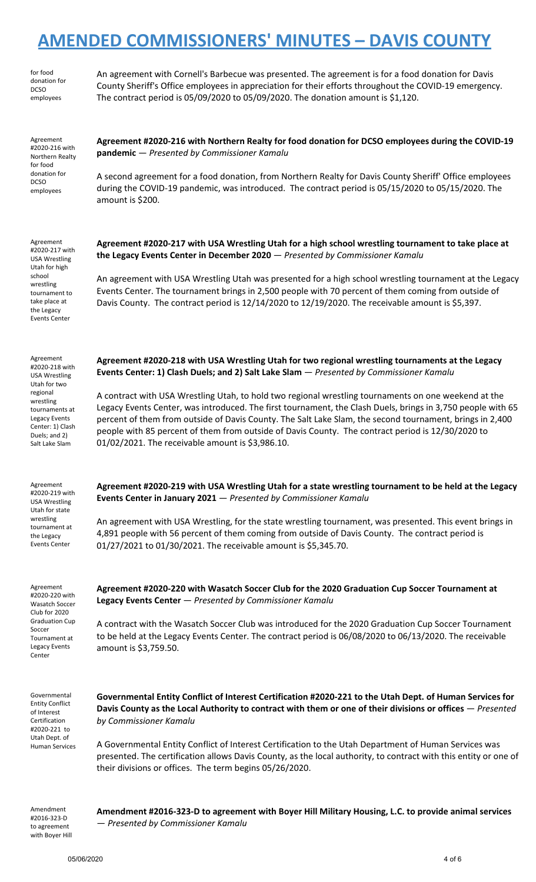# AMENDED COMMISSIONERS' MINUTES – DAVIS COUNTY

for food donation for DCSO employees

An agreement with Cornell's Barbecue was presented. The agreement is for a food donation for Davis County Sheriff's Office employees in appreciation for their efforts throughout the COVID-19 emergency. The contract period is 05/09/2020 to 05/09/2020. The donation amount is $1,120.

Agreement #2020-216 with Northern Realty for food donation for DCSO employees

**Agreement #2020-216 with Northern Realty for food donation for DCSO employees during the COVID-19 pandemic** — *Presented by Commissioner Kamalu*

A second agreement for a food donation, from Northern Realty for Davis County Sheriff' Office employees during the COVID-19 pandemic, was introduced. The contract period is 05/15/2020 to 05/15/2020. The amount is $200.

Agreement #2020-217 with USA Wrestling Utah for high school wrestling tournament to take place at the Legacy Events Center

**Agreement #2020-217 with USA Wrestling Utah for a high school wrestling tournament to take place at the Legacy Events Center in December 2020** — *Presented by Commissioner Kamalu*

An agreement with USA Wrestling Utah was presented for a high school wrestling tournament at the Legacy Events Center. The tournament brings in 2,500 people with 70 percent of them coming from outside of Davis County. The contract period is 12/14/2020 to 12/19/2020. The receivable amount is $5,397.

Agreement #2020-218 with USA Wrestling Utah for two regional wrestling tournaments at Legacy Events Center: 1) Clash Duels; and 2) Salt Lake Slam

**Agreement #2020-218 with USA Wrestling Utah for two regional wrestling tournaments at the Legacy Events Center: 1) Clash Duels; and 2) Salt Lake Slam** — *Presented by Commissioner Kamalu*

A contract with USA Wrestling Utah, to hold two regional wrestling tournaments on one weekend at the Legacy Events Center, was introduced. The first tournament, the Clash Duels, brings in 3,750 people with 65 percent of them from outside of Davis County. The Salt Lake Slam, the second tournament, brings in 2,400 people with 85 percent of them from outside of Davis County. The contract period is 12/30/2020 to 01/02/2021. The receivable amount is $3,986.10.

Agreement #2020-219 with USA Wrestling Utah for state wrestling tournament at the Legacy Events Center

**Agreement #2020-219 with USA Wrestling Utah for a state wrestling tournament to be held at the Legacy Events Center in January 2021** — *Presented by Commissioner Kamalu*

An agreement with USA Wrestling, for the state wrestling tournament, was presented. This event brings in 4,891 people with 56 percent of them coming from outside of Davis County. The contract period is 01/27/2021 to 01/30/2021. The receivable amount is $5,345.70.

Agreement #2020-220 with Wasatch Soccer Club for 2020 Graduation Cup Soccer Tournament at Legacy Events Center

**Agreement #2020-220 with Wasatch Soccer Club for the 2020 Graduation Cup Soccer Tournament at Legacy Events Center** — *Presented by Commissioner Kamalu*

A contract with the Wasatch Soccer Club was introduced for the 2020 Graduation Cup Soccer Tournament to be held at the Legacy Events Center. The contract period is 06/08/2020 to 06/13/2020. The receivable amount is $3,759.50.

Governmental Entity Conflict of Interest Certification #2020-221 to Utah Dept. of Human Services

**Governmental Entity Conflict of Interest Certification #2020-221 to the Utah Dept. of Human Services for Davis County as the Local Authority to contract with them or one of their divisions or offices** — *Presented by Commissioner Kamalu*

A Governmental Entity Conflict of Interest Certification to the Utah Department of Human Services was presented. The certification allows Davis County, as the local authority, to contract with this entity or one of their divisions or offices. The term begins 05/26/2020.

Amendment #2016-323-D to agreement with Boyer Hill

**Amendment #2016-323-D to agreement with Boyer Hill Military Housing, L.C. to provide animal services** — *Presented by Commissioner Kamalu*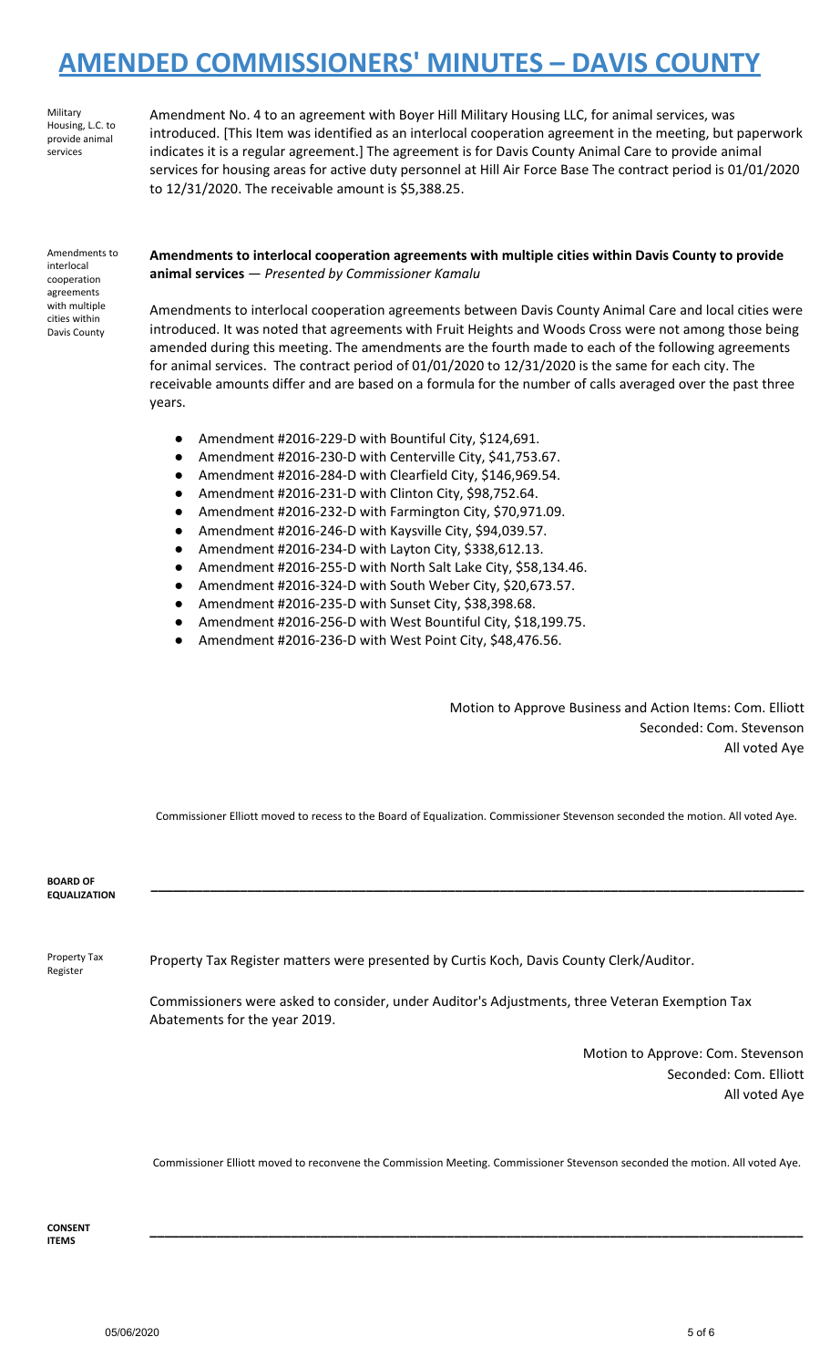# AMENDED COMMISSIONERS' MINUTES – DAVIS COUNTY

Military Housing, L.C. to provide animal services

Amendment No. 4 to an agreement with Boyer Hill Military Housing LLC, for animal services, was introduced. [This Item was identified as an interlocal cooperation agreement in the meeting, but paperwork indicates it is a regular agreement.] The agreement is for Davis County Animal Care to provide animal services for housing areas for active duty personnel at Hill Air Force Base The contract period is 01/01/2020 to 12/31/2020. The receivable amount is $5,388.25.

Amendments to interlocal cooperation agreements with multiple cities within Davis County

**Amendments to interlocal cooperation agreements with multiple cities within Davis County to provide animal services** — *Presented by Commissioner Kamalu*

Amendments to interlocal cooperation agreements between Davis County Animal Care and local cities were introduced. It was noted that agreements with Fruit Heights and Woods Cross were not among those being amended during this meeting. The amendments are the fourth made to each of the following agreements for animal services. The contract period of 01/01/2020 to 12/31/2020 is the same for each city. The receivable amounts differ and are based on a formula for the number of calls averaged over the past three years.

- Amendment #2016-229-D with Bountiful City, $124,691.
- Amendment #2016-230-D with Centerville City, $41,753.67.
- Amendment #2016-284-D with Clearfield City, $146,969.54.
- Amendment #2016-231-D with Clinton City, $98,752.64.
- Amendment #2016-232-D with Farmington City, $70,971.09.
- Amendment #2016-246-D with Kaysville City, $94,039.57.
- Amendment #2016-234-D with Layton City, $338,612.13.
- Amendment #2016-255-D with North Salt Lake City, $58,134.46.
- Amendment #2016-324-D with South Weber City, $20,673.57.
- Amendment #2016-235-D with Sunset City, $38,398.68.
- Amendment #2016-256-D with West Bountiful City, $18,199.75.
- Amendment #2016-236-D with West Point City, $48,476.56.

Motion to Approve Business and Action Items: Com. Elliott
Seconded: Com. Stevenson
All voted Aye

Commissioner Elliott moved to recess to the Board of Equalization. Commissioner Stevenson seconded the motion. All voted Aye.

**BOARD OF EQUALIZATION**

Property Tax Register

Property Tax Register matters were presented by Curtis Koch, Davis County Clerk/Auditor.

Commissioners were asked to consider, under Auditor's Adjustments, three Veteran Exemption Tax Abatements for the year 2019.

Motion to Approve: Com. Stevenson
Seconded: Com. Elliott
All voted Aye

Commissioner Elliott moved to reconvene the Commission Meeting. Commissioner Stevenson seconded the motion. All voted Aye.

**CONSENT ITEMS**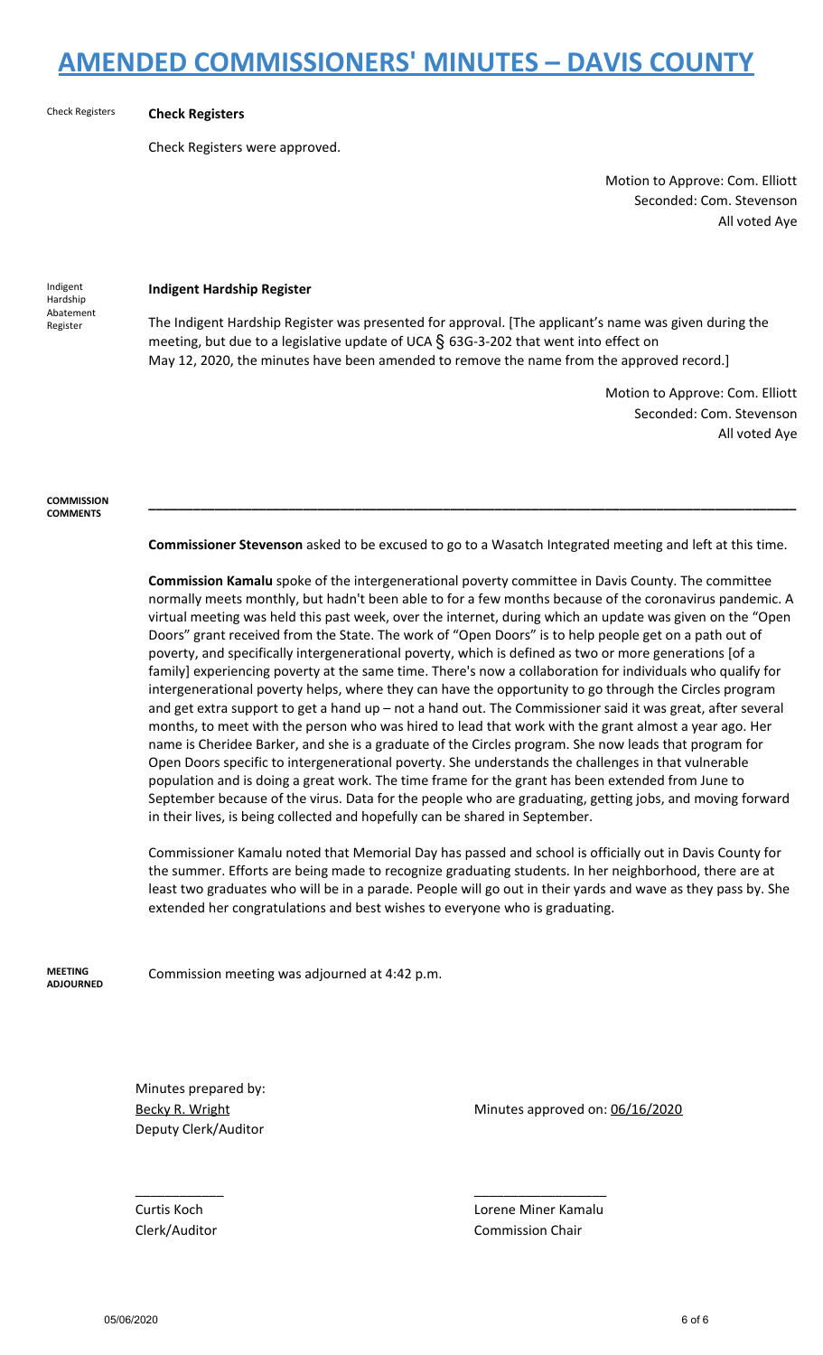Check Registers

**Check Registers**

Check Registers were approved.

Motion to Approve: Com. Elliott
Seconded: Com. Stevenson
All voted Aye

Indigent Hardship Abatement Register

**Indigent Hardship Register**

The Indigent Hardship Register was presented for approval. [The applicant's name was given during the meeting, but due to a legislative update of UCA § 63G-3-202 that went into effect on May 12, 2020, the minutes have been amended to remove the name from the approved record.]

Motion to Approve: Com. Elliott
Seconded: Com. Stevenson
All voted Aye

**COMMISSION COMMENTS**

---

**Commissioner Stevenson** asked to be excused to go to a Wasatch Integrated meeting and left at this time.

**Commission Kamalu** spoke of the intergenerational poverty committee in Davis County. The committee normally meets monthly, but hadn't been able to for a few months because of the coronavirus pandemic. A virtual meeting was held this past week, over the internet, during which an update was given on the "Open Doors" grant received from the State. The work of "Open Doors" is to help people get on a path out of poverty, and specifically intergenerational poverty, which is defined as two or more generations [of a family] experiencing poverty at the same time. There's now a collaboration for individuals who qualify for intergenerational poverty helps, where they can have the opportunity to go through the Circles program and get extra support to get a hand up – not a hand out. The Commissioner said it was great, after several months, to meet with the person who was hired to lead that work with the grant almost a year ago. Her name is Cheridee Barker, and she is a graduate of the Circles program. She now leads that program for Open Doors specific to intergenerational poverty. She understands the challenges in that vulnerable population and is doing a great work. The time frame for the grant has been extended from June to September because of the virus. Data for the people who are graduating, getting jobs, and moving forward in their lives, is being collected and hopefully can be shared in September.

Commissioner Kamalu noted that Memorial Day has passed and school is officially out in Davis County for the summer. Efforts are being made to recognize graduating students. In her neighborhood, there are at least two graduates who will be in a parade. People will go out in their yards and wave as they pass by. She extended her congratulations and best wishes to everyone who is graduating.

**MEETING ADJOURNED**

Commission meeting was adjourned at 4:42 p.m.

Minutes prepared by:
Becky R. Wright
Deputy Clerk/Auditor

Minutes approved on: 06/16/2020

\_\_\_\_\_\_\_\_\_\_\_\_\_
Curtis Koch
Clerk/Auditor

\_\_\_\_\_\_\_\_\_\_\_\_\_\_\_\_\_\_
Lorene Miner Kamalu
Commission Chair